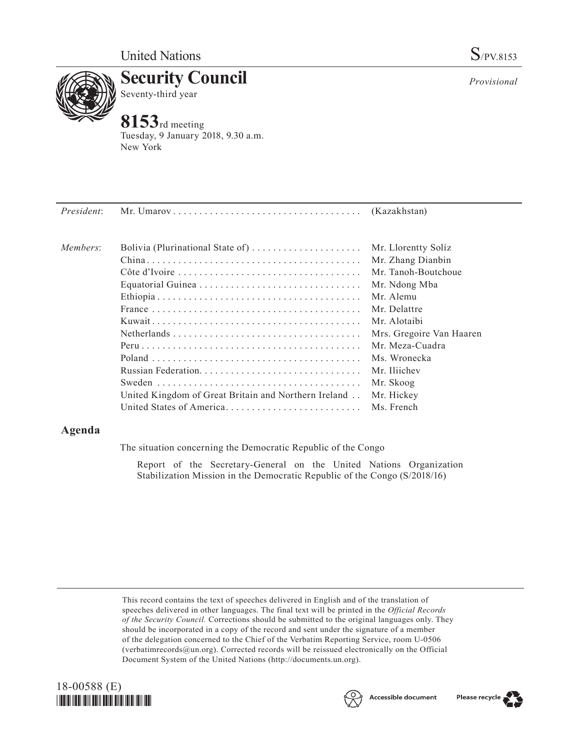United Nations

S/PV.8153

# Security Council

Seventy-third year

*Provisional*

# 8153rd meeting

Tuesday, 9 January 2018, 9.30 a.m.
New York

| | | |
|---|---|---|
| *President*: | Mr. Umarov | (Kazakhstan) |
| *Members*: | Bolivia (Plurinational State of) | Mr. Llorentty Solíz |
| | China | Mr. Zhang Dianbin |
| | Côte d'Ivoire | Mr. Tanoh-Boutchoue |
| | Equatorial Guinea | Mr. Ndong Mba |
| | Ethiopia | Mr. Alemu |
| | France | Mr. Delattre |
| | Kuwait | Mr. Alotaibi |
| | Netherlands | Mrs. Gregoire Van Haaren |
| | Peru | Mr. Meza-Cuadra |
| | Poland | Ms. Wronecka |
| | Russian Federation | Mr. Iliichev |
| | Sweden | Mr. Skoog |
| | United Kingdom of Great Britain and Northern Ireland | Mr. Hickey |
| | United States of America | Ms. French |

## Agenda

The situation concerning the Democratic Republic of the Congo

Report of the Secretary-General on the United Nations Organization Stabilization Mission in the Democratic Republic of the Congo (S/2018/16)

This record contains the text of speeches delivered in English and of the translation of speeches delivered in other languages. The final text will be printed in the *Official Records of the Security Council.* Corrections should be submitted to the original languages only. They should be incorporated in a copy of the record and sent under the signature of a member of the delegation concerned to the Chief of the Verbatim Reporting Service, room U-0506 (verbatimrecords@un.org). Corrected records will be reissued electronically on the Official Document System of the United Nations (http://documents.un.org).

18-00588 (E)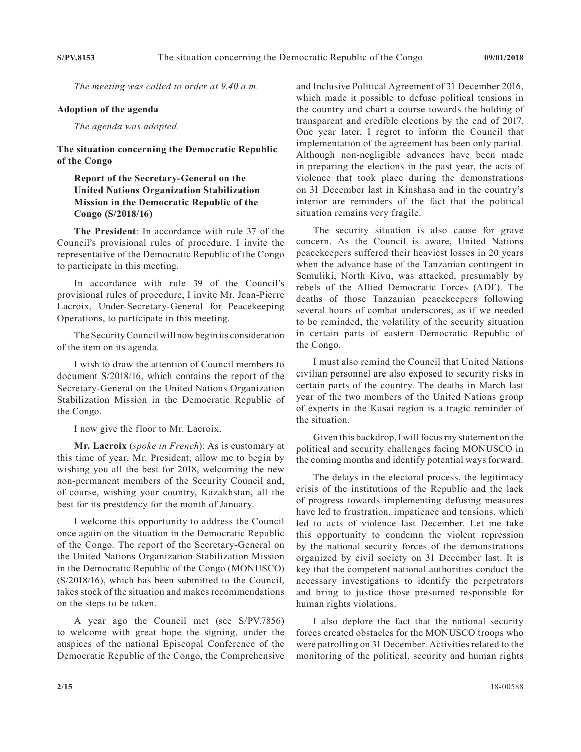*The meeting was called to order at 9.40 a.m.*

**Adoption of the agenda**

*The agenda was adopted.*

**The situation concerning the Democratic Republic of the Congo**

**Report of the Secretary-General on the United Nations Organization Stabilization Mission in the Democratic Republic of the Congo (S/2018/16)**

**The President**: In accordance with rule 37 of the Council's provisional rules of procedure, I invite the representative of the Democratic Republic of the Congo to participate in this meeting.

In accordance with rule 39 of the Council's provisional rules of procedure, I invite Mr. Jean-Pierre Lacroix, Under-Secretary-General for Peacekeeping Operations, to participate in this meeting.

The Security Council will now begin its consideration of the item on its agenda.

I wish to draw the attention of Council members to document S/2018/16, which contains the report of the Secretary-General on the United Nations Organization Stabilization Mission in the Democratic Republic of the Congo.

I now give the floor to Mr. Lacroix.

**Mr. Lacroix** (*spoke in French*): As is customary at this time of year, Mr. President, allow me to begin by wishing you all the best for 2018, welcoming the new non-permanent members of the Security Council and, of course, wishing your country, Kazakhstan, all the best for its presidency for the month of January.

I welcome this opportunity to address the Council once again on the situation in the Democratic Republic of the Congo. The report of the Secretary-General on the United Nations Organization Stabilization Mission in the Democratic Republic of the Congo (MONUSCO) (S/2018/16), which has been submitted to the Council, takes stock of the situation and makes recommendations on the steps to be taken.

A year ago the Council met (see S/PV.7856) to welcome with great hope the signing, under the auspices of the national Episcopal Conference of the Democratic Republic of the Congo, the Comprehensive and Inclusive Political Agreement of 31 December 2016, which made it possible to defuse political tensions in the country and chart a course towards the holding of transparent and credible elections by the end of 2017. One year later, I regret to inform the Council that implementation of the agreement has been only partial. Although non-negligible advances have been made in preparing the elections in the past year, the acts of violence that took place during the demonstrations on 31 December last in Kinshasa and in the country's interior are reminders of the fact that the political situation remains very fragile.

The security situation is also cause for grave concern. As the Council is aware, United Nations peacekeepers suffered their heaviest losses in 20 years when the advance base of the Tanzanian contingent in Semuliki, North Kivu, was attacked, presumably by rebels of the Allied Democratic Forces (ADF). The deaths of those Tanzanian peacekeepers following several hours of combat underscores, as if we needed to be reminded, the volatility of the security situation in certain parts of eastern Democratic Republic of the Congo.

I must also remind the Council that United Nations civilian personnel are also exposed to security risks in certain parts of the country. The deaths in March last year of the two members of the United Nations group of experts in the Kasai region is a tragic reminder of the situation.

Given this backdrop, I will focus my statement on the political and security challenges facing MONUSCO in the coming months and identify potential ways forward.

The delays in the electoral process, the legitimacy crisis of the institutions of the Republic and the lack of progress towards implementing defusing measures have led to frustration, impatience and tensions, which led to acts of violence last December. Let me take this opportunity to condemn the violent repression by the national security forces of the demonstrations organized by civil society on 31 December last. It is key that the competent national authorities conduct the necessary investigations to identify the perpetrators and bring to justice those presumed responsible for human rights violations.

I also deplore the fact that the national security forces created obstacles for the MONUSCO troops who were patrolling on 31 December. Activities related to the monitoring of the political, security and human rights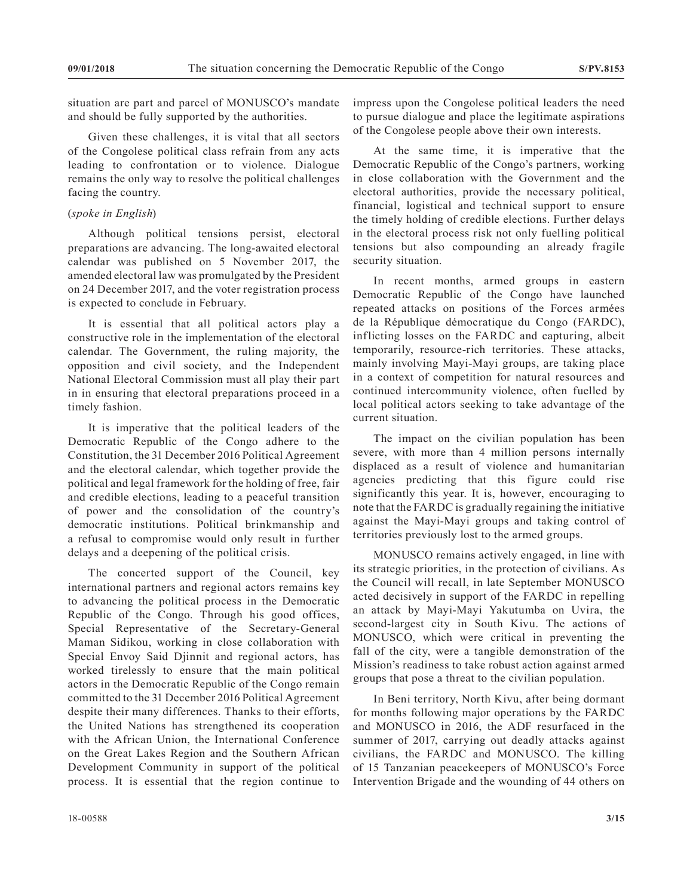situation are part and parcel of MONUSCO's mandate and should be fully supported by the authorities.

Given these challenges, it is vital that all sectors of the Congolese political class refrain from any acts leading to confrontation or to violence. Dialogue remains the only way to resolve the political challenges facing the country.

(*spoke in English*)

Although political tensions persist, electoral preparations are advancing. The long-awaited electoral calendar was published on 5 November 2017, the amended electoral law was promulgated by the President on 24 December 2017, and the voter registration process is expected to conclude in February.

It is essential that all political actors play a constructive role in the implementation of the electoral calendar. The Government, the ruling majority, the opposition and civil society, and the Independent National Electoral Commission must all play their part in in ensuring that electoral preparations proceed in a timely fashion.

It is imperative that the political leaders of the Democratic Republic of the Congo adhere to the Constitution, the 31 December 2016 Political Agreement and the electoral calendar, which together provide the political and legal framework for the holding of free, fair and credible elections, leading to a peaceful transition of power and the consolidation of the country's democratic institutions. Political brinkmanship and a refusal to compromise would only result in further delays and a deepening of the political crisis.

The concerted support of the Council, key international partners and regional actors remains key to advancing the political process in the Democratic Republic of the Congo. Through his good offices, Special Representative of the Secretary-General Maman Sidikou, working in close collaboration with Special Envoy Said Djinnit and regional actors, has worked tirelessly to ensure that the main political actors in the Democratic Republic of the Congo remain committed to the 31 December 2016 Political Agreement despite their many differences. Thanks to their efforts, the United Nations has strengthened its cooperation with the African Union, the International Conference on the Great Lakes Region and the Southern African Development Community in support of the political process. It is essential that the region continue to impress upon the Congolese political leaders the need to pursue dialogue and place the legitimate aspirations of the Congolese people above their own interests.

At the same time, it is imperative that the Democratic Republic of the Congo's partners, working in close collaboration with the Government and the electoral authorities, provide the necessary political, financial, logistical and technical support to ensure the timely holding of credible elections. Further delays in the electoral process risk not only fuelling political tensions but also compounding an already fragile security situation.

In recent months, armed groups in eastern Democratic Republic of the Congo have launched repeated attacks on positions of the Forces armées de la République démocratique du Congo (FARDC), inflicting losses on the FARDC and capturing, albeit temporarily, resource-rich territories. These attacks, mainly involving Mayi-Mayi groups, are taking place in a context of competition for natural resources and continued intercommunity violence, often fuelled by local political actors seeking to take advantage of the current situation.

The impact on the civilian population has been severe, with more than 4 million persons internally displaced as a result of violence and humanitarian agencies predicting that this figure could rise significantly this year. It is, however, encouraging to note that the FARDC is gradually regaining the initiative against the Mayi-Mayi groups and taking control of territories previously lost to the armed groups.

MONUSCO remains actively engaged, in line with its strategic priorities, in the protection of civilians. As the Council will recall, in late September MONUSCO acted decisively in support of the FARDC in repelling an attack by Mayi-Mayi Yakutumba on Uvira, the second-largest city in South Kivu. The actions of MONUSCO, which were critical in preventing the fall of the city, were a tangible demonstration of the Mission's readiness to take robust action against armed groups that pose a threat to the civilian population.

In Beni territory, North Kivu, after being dormant for months following major operations by the FARDC and MONUSCO in 2016, the ADF resurfaced in the summer of 2017, carrying out deadly attacks against civilians, the FARDC and MONUSCO. The killing of 15 Tanzanian peacekeepers of MONUSCO's Force Intervention Brigade and the wounding of 44 others on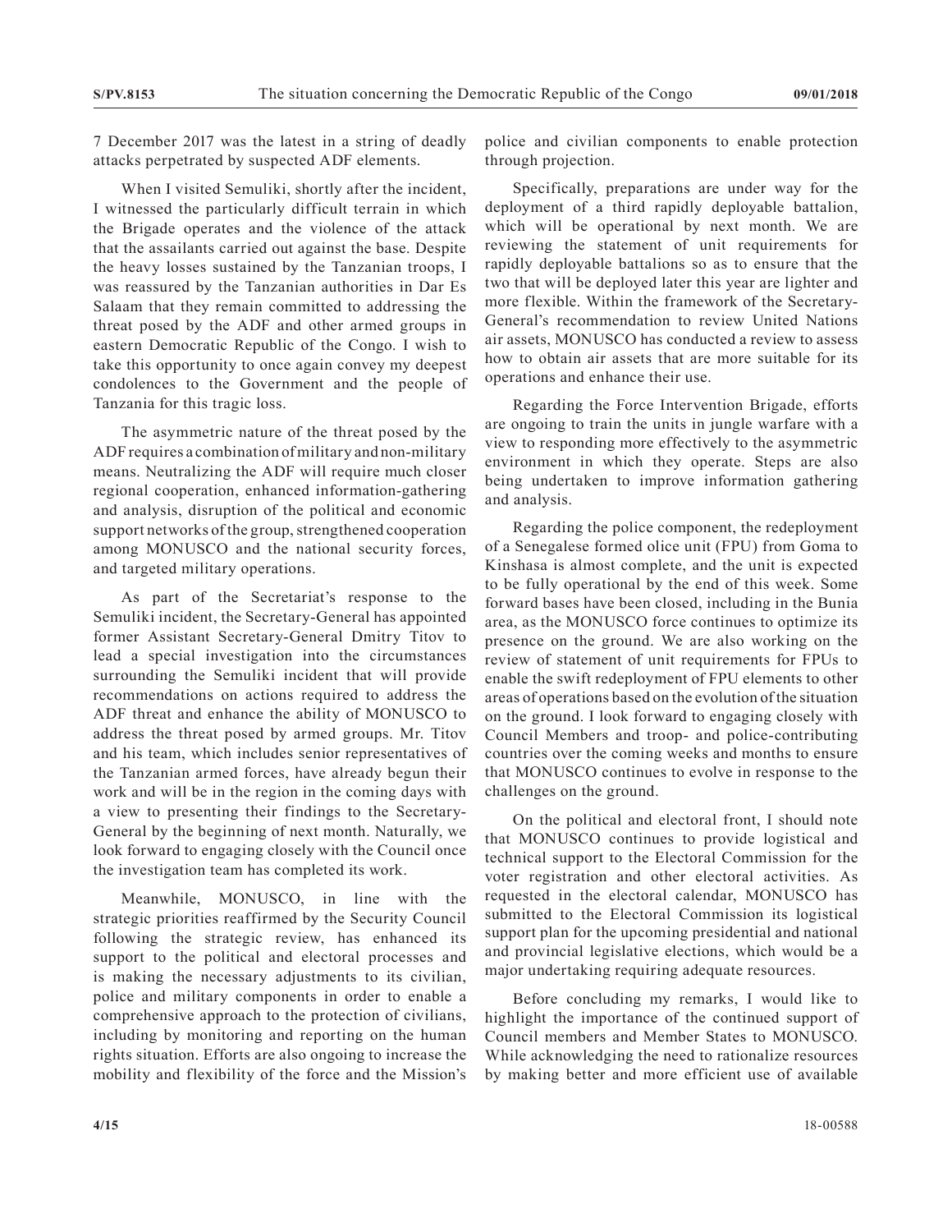7 December 2017 was the latest in a string of deadly attacks perpetrated by suspected ADF elements.

When I visited Semuliki, shortly after the incident, I witnessed the particularly difficult terrain in which the Brigade operates and the violence of the attack that the assailants carried out against the base. Despite the heavy losses sustained by the Tanzanian troops, I was reassured by the Tanzanian authorities in Dar Es Salaam that they remain committed to addressing the threat posed by the ADF and other armed groups in eastern Democratic Republic of the Congo. I wish to take this opportunity to once again convey my deepest condolences to the Government and the people of Tanzania for this tragic loss.

The asymmetric nature of the threat posed by the ADF requires a combination of military and non-military means. Neutralizing the ADF will require much closer regional cooperation, enhanced information-gathering and analysis, disruption of the political and economic support networks of the group, strengthened cooperation among MONUSCO and the national security forces, and targeted military operations.

As part of the Secretariat's response to the Semuliki incident, the Secretary-General has appointed former Assistant Secretary-General Dmitry Titov to lead a special investigation into the circumstances surrounding the Semuliki incident that will provide recommendations on actions required to address the ADF threat and enhance the ability of MONUSCO to address the threat posed by armed groups. Mr. Titov and his team, which includes senior representatives of the Tanzanian armed forces, have already begun their work and will be in the region in the coming days with a view to presenting their findings to the Secretary-General by the beginning of next month. Naturally, we look forward to engaging closely with the Council once the investigation team has completed its work.

Meanwhile, MONUSCO, in line with the strategic priorities reaffirmed by the Security Council following the strategic review, has enhanced its support to the political and electoral processes and is making the necessary adjustments to its civilian, police and military components in order to enable a comprehensive approach to the protection of civilians, including by monitoring and reporting on the human rights situation. Efforts are also ongoing to increase the mobility and flexibility of the force and the Mission's police and civilian components to enable protection through projection.

Specifically, preparations are under way for the deployment of a third rapidly deployable battalion, which will be operational by next month. We are reviewing the statement of unit requirements for rapidly deployable battalions so as to ensure that the two that will be deployed later this year are lighter and more flexible. Within the framework of the Secretary-General's recommendation to review United Nations air assets, MONUSCO has conducted a review to assess how to obtain air assets that are more suitable for its operations and enhance their use.

Regarding the Force Intervention Brigade, efforts are ongoing to train the units in jungle warfare with a view to responding more effectively to the asymmetric environment in which they operate. Steps are also being undertaken to improve information gathering and analysis.

Regarding the police component, the redeployment of a Senegalese formed olice unit (FPU) from Goma to Kinshasa is almost complete, and the unit is expected to be fully operational by the end of this week. Some forward bases have been closed, including in the Bunia area, as the MONUSCO force continues to optimize its presence on the ground. We are also working on the review of statement of unit requirements for FPUs to enable the swift redeployment of FPU elements to other areas of operations based on the evolution of the situation on the ground. I look forward to engaging closely with Council Members and troop- and police-contributing countries over the coming weeks and months to ensure that MONUSCO continues to evolve in response to the challenges on the ground.

On the political and electoral front, I should note that MONUSCO continues to provide logistical and technical support to the Electoral Commission for the voter registration and other electoral activities. As requested in the electoral calendar, MONUSCO has submitted to the Electoral Commission its logistical support plan for the upcoming presidential and national and provincial legislative elections, which would be a major undertaking requiring adequate resources.

Before concluding my remarks, I would like to highlight the importance of the continued support of Council members and Member States to MONUSCO. While acknowledging the need to rationalize resources by making better and more efficient use of available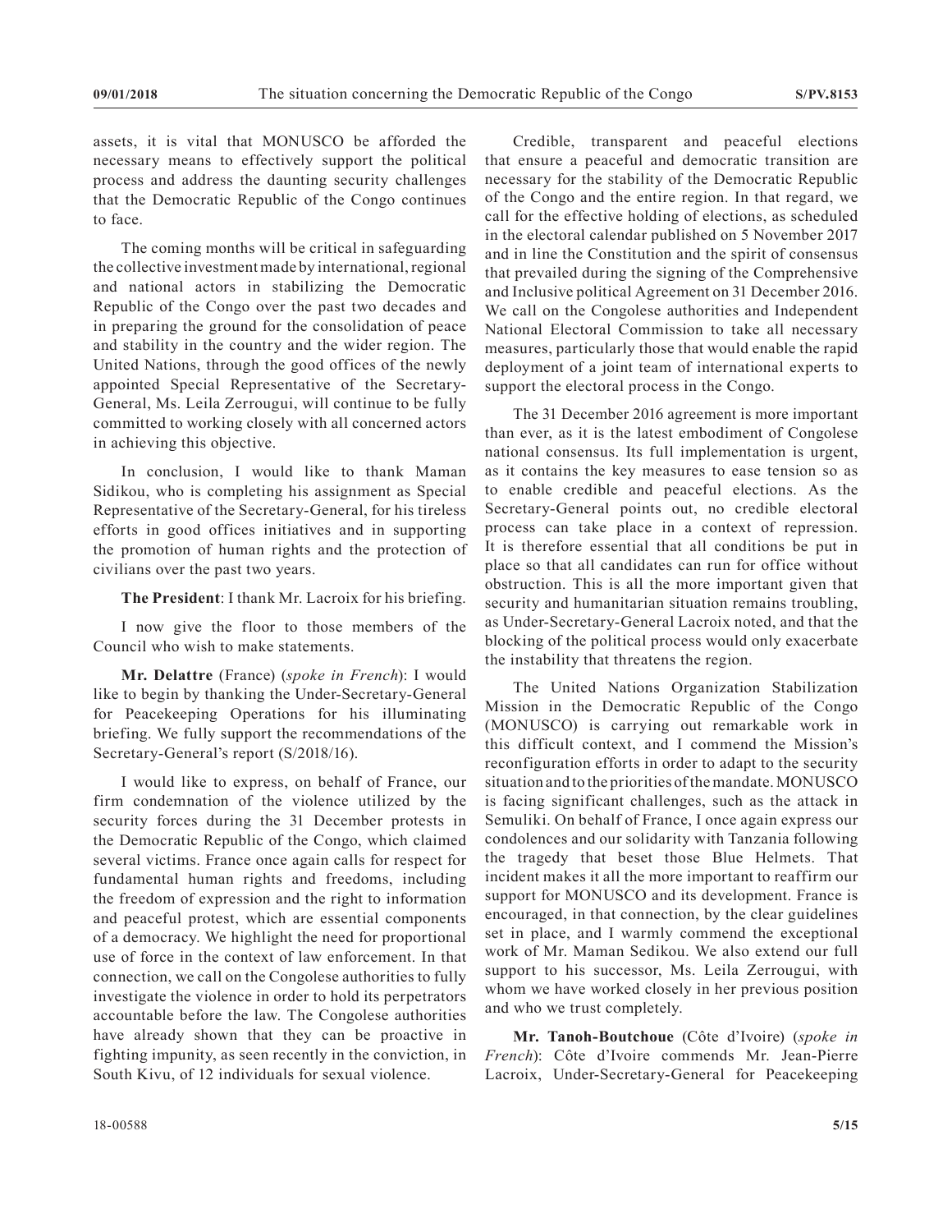assets, it is vital that MONUSCO be afforded the necessary means to effectively support the political process and address the daunting security challenges that the Democratic Republic of the Congo continues to face.

The coming months will be critical in safeguarding the collective investment made by international, regional and national actors in stabilizing the Democratic Republic of the Congo over the past two decades and in preparing the ground for the consolidation of peace and stability in the country and the wider region. The United Nations, through the good offices of the newly appointed Special Representative of the Secretary-General, Ms. Leila Zerrougui, will continue to be fully committed to working closely with all concerned actors in achieving this objective.

In conclusion, I would like to thank Maman Sidikou, who is completing his assignment as Special Representative of the Secretary-General, for his tireless efforts in good offices initiatives and in supporting the promotion of human rights and the protection of civilians over the past two years.

**The President**: I thank Mr. Lacroix for his briefing.

I now give the floor to those members of the Council who wish to make statements.

**Mr. Delattre** (France) (*spoke in French*): I would like to begin by thanking the Under-Secretary-General for Peacekeeping Operations for his illuminating briefing. We fully support the recommendations of the Secretary-General's report (S/2018/16).

I would like to express, on behalf of France, our firm condemnation of the violence utilized by the security forces during the 31 December protests in the Democratic Republic of the Congo, which claimed several victims. France once again calls for respect for fundamental human rights and freedoms, including the freedom of expression and the right to information and peaceful protest, which are essential components of a democracy. We highlight the need for proportional use of force in the context of law enforcement. In that connection, we call on the Congolese authorities to fully investigate the violence in order to hold its perpetrators accountable before the law. The Congolese authorities have already shown that they can be proactive in fighting impunity, as seen recently in the conviction, in South Kivu, of 12 individuals for sexual violence.

Credible, transparent and peaceful elections that ensure a peaceful and democratic transition are necessary for the stability of the Democratic Republic of the Congo and the entire region. In that regard, we call for the effective holding of elections, as scheduled in the electoral calendar published on 5 November 2017 and in line the Constitution and the spirit of consensus that prevailed during the signing of the Comprehensive and Inclusive political Agreement on 31 December 2016. We call on the Congolese authorities and Independent National Electoral Commission to take all necessary measures, particularly those that would enable the rapid deployment of a joint team of international experts to support the electoral process in the Congo.

The 31 December 2016 agreement is more important than ever, as it is the latest embodiment of Congolese national consensus. Its full implementation is urgent, as it contains the key measures to ease tension so as to enable credible and peaceful elections. As the Secretary-General points out, no credible electoral process can take place in a context of repression. It is therefore essential that all conditions be put in place so that all candidates can run for office without obstruction. This is all the more important given that security and humanitarian situation remains troubling, as Under-Secretary-General Lacroix noted, and that the blocking of the political process would only exacerbate the instability that threatens the region.

The United Nations Organization Stabilization Mission in the Democratic Republic of the Congo (MONUSCO) is carrying out remarkable work in this difficult context, and I commend the Mission's reconfiguration efforts in order to adapt to the security situation and to the priorities of the mandate. MONUSCO is facing significant challenges, such as the attack in Semuliki. On behalf of France, I once again express our condolences and our solidarity with Tanzania following the tragedy that beset those Blue Helmets. That incident makes it all the more important to reaffirm our support for MONUSCO and its development. France is encouraged, in that connection, by the clear guidelines set in place, and I warmly commend the exceptional work of Mr. Maman Sedikou. We also extend our full support to his successor, Ms. Leila Zerrougui, with whom we have worked closely in her previous position and who we trust completely.

**Mr. Tanoh-Boutchoue** (Côte d'Ivoire) (*spoke in French*): Côte d'Ivoire commends Mr. Jean-Pierre Lacroix, Under-Secretary-General for Peacekeeping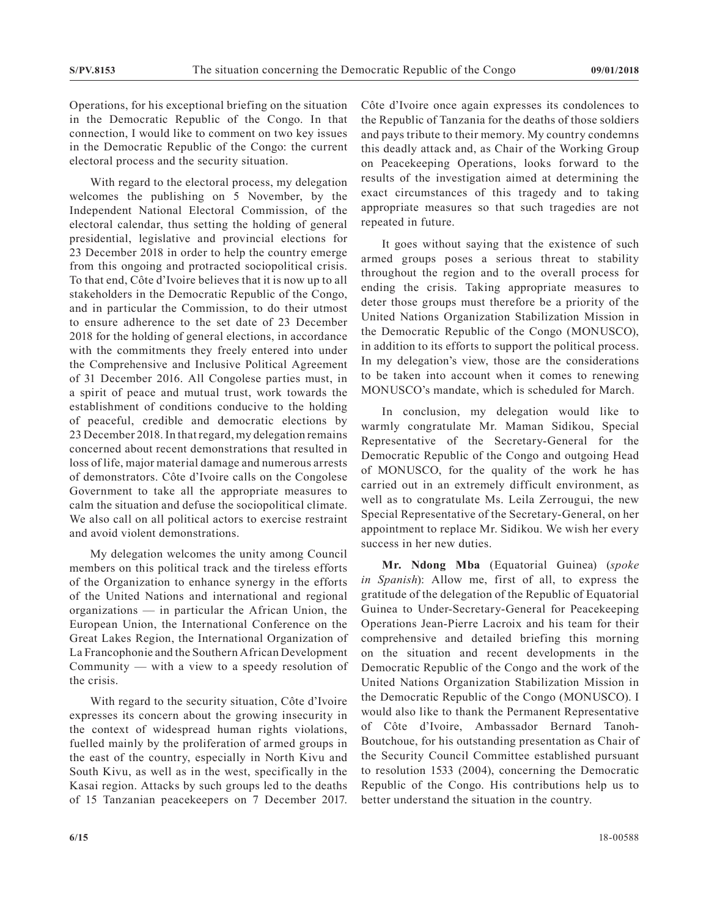Operations, for his exceptional briefing on the situation in the Democratic Republic of the Congo. In that connection, I would like to comment on two key issues in the Democratic Republic of the Congo: the current electoral process and the security situation.

With regard to the electoral process, my delegation welcomes the publishing on 5 November, by the Independent National Electoral Commission, of the electoral calendar, thus setting the holding of general presidential, legislative and provincial elections for 23 December 2018 in order to help the country emerge from this ongoing and protracted sociopolitical crisis. To that end, Côte d'Ivoire believes that it is now up to all stakeholders in the Democratic Republic of the Congo, and in particular the Commission, to do their utmost to ensure adherence to the set date of 23 December 2018 for the holding of general elections, in accordance with the commitments they freely entered into under the Comprehensive and Inclusive Political Agreement of 31 December 2016. All Congolese parties must, in a spirit of peace and mutual trust, work towards the establishment of conditions conducive to the holding of peaceful, credible and democratic elections by 23 December 2018. In that regard, my delegation remains concerned about recent demonstrations that resulted in loss of life, major material damage and numerous arrests of demonstrators. Côte d'Ivoire calls on the Congolese Government to take all the appropriate measures to calm the situation and defuse the sociopolitical climate. We also call on all political actors to exercise restraint and avoid violent demonstrations.

My delegation welcomes the unity among Council members on this political track and the tireless efforts of the Organization to enhance synergy in the efforts of the United Nations and international and regional organizations — in particular the African Union, the European Union, the International Conference on the Great Lakes Region, the International Organization of La Francophonie and the Southern African Development Community — with a view to a speedy resolution of the crisis.

With regard to the security situation, Côte d'Ivoire expresses its concern about the growing insecurity in the context of widespread human rights violations, fuelled mainly by the proliferation of armed groups in the east of the country, especially in North Kivu and South Kivu, as well as in the west, specifically in the Kasai region. Attacks by such groups led to the deaths of 15 Tanzanian peacekeepers on 7 December 2017. Côte d'Ivoire once again expresses its condolences to the Republic of Tanzania for the deaths of those soldiers and pays tribute to their memory. My country condemns this deadly attack and, as Chair of the Working Group on Peacekeeping Operations, looks forward to the results of the investigation aimed at determining the exact circumstances of this tragedy and to taking appropriate measures so that such tragedies are not repeated in future.

It goes without saying that the existence of such armed groups poses a serious threat to stability throughout the region and to the overall process for ending the crisis. Taking appropriate measures to deter those groups must therefore be a priority of the United Nations Organization Stabilization Mission in the Democratic Republic of the Congo (MONUSCO), in addition to its efforts to support the political process. In my delegation's view, those are the considerations to be taken into account when it comes to renewing MONUSCO's mandate, which is scheduled for March.

In conclusion, my delegation would like to warmly congratulate Mr. Maman Sidikou, Special Representative of the Secretary-General for the Democratic Republic of the Congo and outgoing Head of MONUSCO, for the quality of the work he has carried out in an extremely difficult environment, as well as to congratulate Ms. Leila Zerrougui, the new Special Representative of the Secretary-General, on her appointment to replace Mr. Sidikou. We wish her every success in her new duties.

**Mr. Ndong Mba** (Equatorial Guinea) (*spoke in Spanish*): Allow me, first of all, to express the gratitude of the delegation of the Republic of Equatorial Guinea to Under-Secretary-General for Peacekeeping Operations Jean-Pierre Lacroix and his team for their comprehensive and detailed briefing this morning on the situation and recent developments in the Democratic Republic of the Congo and the work of the United Nations Organization Stabilization Mission in the Democratic Republic of the Congo (MONUSCO). I would also like to thank the Permanent Representative of Côte d'Ivoire, Ambassador Bernard Tanoh-Boutchoue, for his outstanding presentation as Chair of the Security Council Committee established pursuant to resolution 1533 (2004), concerning the Democratic Republic of the Congo. His contributions help us to better understand the situation in the country.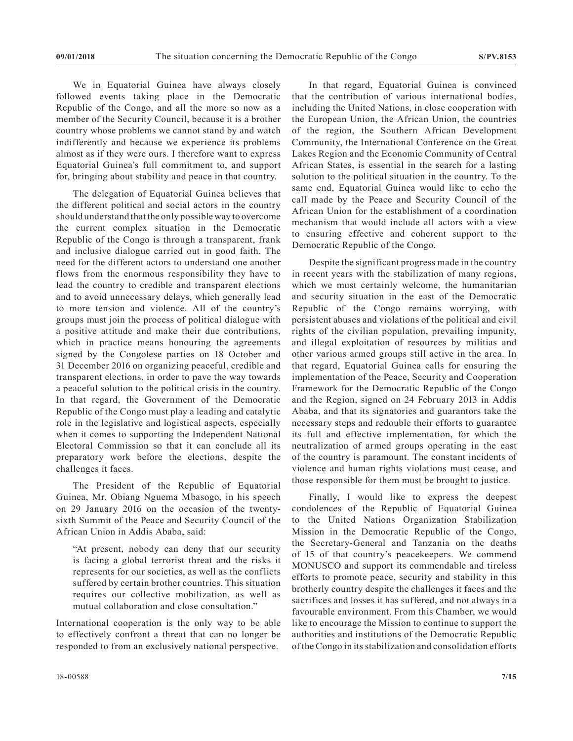We in Equatorial Guinea have always closely followed events taking place in the Democratic Republic of the Congo, and all the more so now as a member of the Security Council, because it is a brother country whose problems we cannot stand by and watch indifferently and because we experience its problems almost as if they were ours. I therefore want to express Equatorial Guinea's full commitment to, and support for, bringing about stability and peace in that country.

The delegation of Equatorial Guinea believes that the different political and social actors in the country should understand that the only possible way to overcome the current complex situation in the Democratic Republic of the Congo is through a transparent, frank and inclusive dialogue carried out in good faith. The need for the different actors to understand one another flows from the enormous responsibility they have to lead the country to credible and transparent elections and to avoid unnecessary delays, which generally lead to more tension and violence. All of the country's groups must join the process of political dialogue with a positive attitude and make their due contributions, which in practice means honouring the agreements signed by the Congolese parties on 18 October and 31 December 2016 on organizing peaceful, credible and transparent elections, in order to pave the way towards a peaceful solution to the political crisis in the country. In that regard, the Government of the Democratic Republic of the Congo must play a leading and catalytic role in the legislative and logistical aspects, especially when it comes to supporting the Independent National Electoral Commission so that it can conclude all its preparatory work before the elections, despite the challenges it faces.

The President of the Republic of Equatorial Guinea, Mr. Obiang Nguema Mbasogo, in his speech on 29 January 2016 on the occasion of the twenty-sixth Summit of the Peace and Security Council of the African Union in Addis Ababa, said:

> "At present, nobody can deny that our security is facing a global terrorist threat and the risks it represents for our societies, as well as the conflicts suffered by certain brother countries. This situation requires our collective mobilization, as well as mutual collaboration and close consultation."

International cooperation is the only way to be able to effectively confront a threat that can no longer be responded to from an exclusively national perspective.

In that regard, Equatorial Guinea is convinced that the contribution of various international bodies, including the United Nations, in close cooperation with the European Union, the African Union, the countries of the region, the Southern African Development Community, the International Conference on the Great Lakes Region and the Economic Community of Central African States, is essential in the search for a lasting solution to the political situation in the country. To the same end, Equatorial Guinea would like to echo the call made by the Peace and Security Council of the African Union for the establishment of a coordination mechanism that would include all actors with a view to ensuring effective and coherent support to the Democratic Republic of the Congo.

Despite the significant progress made in the country in recent years with the stabilization of many regions, which we must certainly welcome, the humanitarian and security situation in the east of the Democratic Republic of the Congo remains worrying, with persistent abuses and violations of the political and civil rights of the civilian population, prevailing impunity, and illegal exploitation of resources by militias and other various armed groups still active in the area. In that regard, Equatorial Guinea calls for ensuring the implementation of the Peace, Security and Cooperation Framework for the Democratic Republic of the Congo and the Region, signed on 24 February 2013 in Addis Ababa, and that its signatories and guarantors take the necessary steps and redouble their efforts to guarantee its full and effective implementation, for which the neutralization of armed groups operating in the east of the country is paramount. The constant incidents of violence and human rights violations must cease, and those responsible for them must be brought to justice.

Finally, I would like to express the deepest condolences of the Republic of Equatorial Guinea to the United Nations Organization Stabilization Mission in the Democratic Republic of the Congo, the Secretary-General and Tanzania on the deaths of 15 of that country's peacekeepers. We commend MONUSCO and support its commendable and tireless efforts to promote peace, security and stability in this brotherly country despite the challenges it faces and the sacrifices and losses it has suffered, and not always in a favourable environment. From this Chamber, we would like to encourage the Mission to continue to support the authorities and institutions of the Democratic Republic of the Congo in its stabilization and consolidation efforts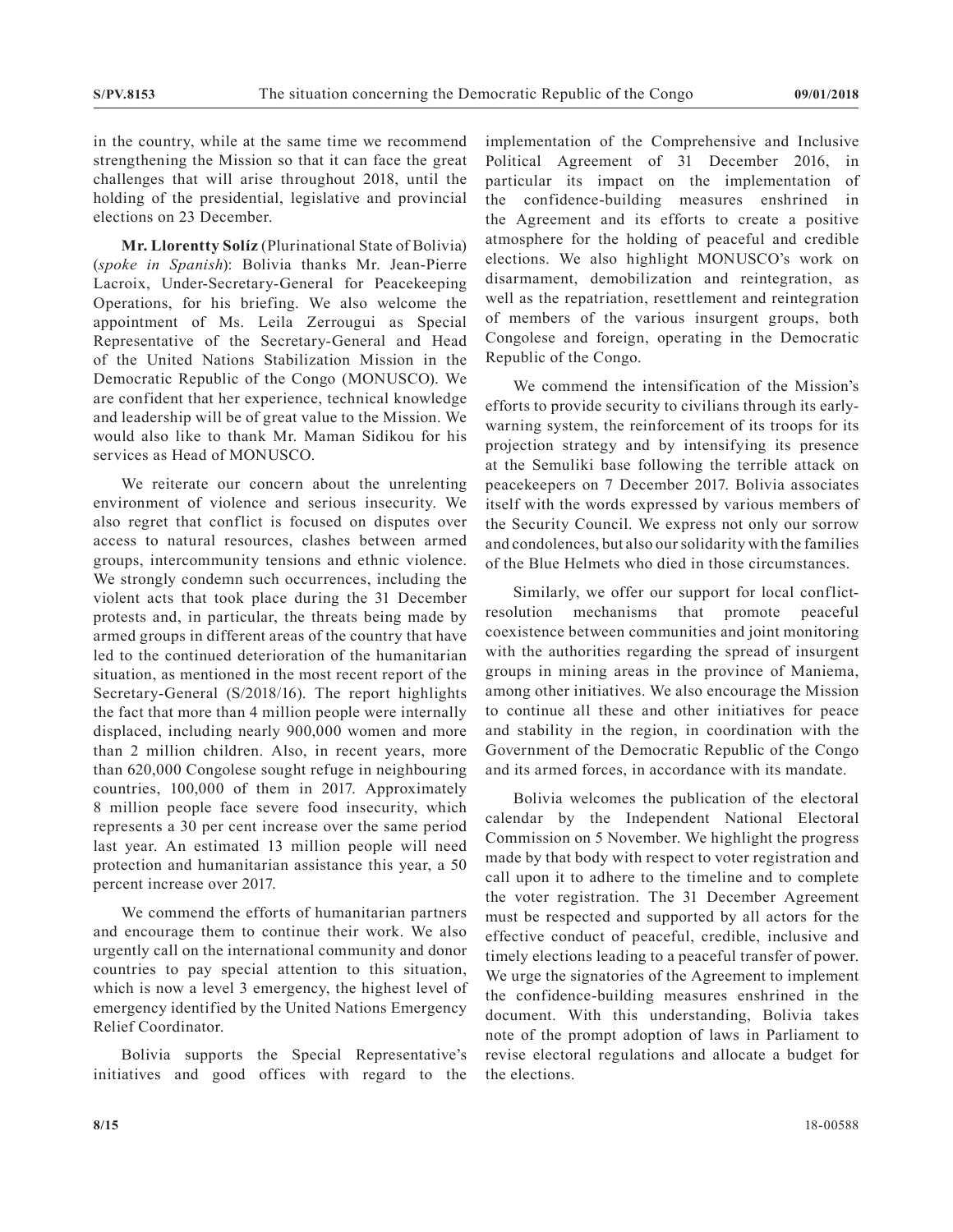in the country, while at the same time we recommend strengthening the Mission so that it can face the great challenges that will arise throughout 2018, until the holding of the presidential, legislative and provincial elections on 23 December.

**Mr. Llorentty Solíz** (Plurinational State of Bolivia) (*spoke in Spanish*): Bolivia thanks Mr. Jean-Pierre Lacroix, Under-Secretary-General for Peacekeeping Operations, for his briefing. We also welcome the appointment of Ms. Leila Zerrougui as Special Representative of the Secretary-General and Head of the United Nations Stabilization Mission in the Democratic Republic of the Congo (MONUSCO). We are confident that her experience, technical knowledge and leadership will be of great value to the Mission. We would also like to thank Mr. Maman Sidikou for his services as Head of MONUSCO.

We reiterate our concern about the unrelenting environment of violence and serious insecurity. We also regret that conflict is focused on disputes over access to natural resources, clashes between armed groups, intercommunity tensions and ethnic violence. We strongly condemn such occurrences, including the violent acts that took place during the 31 December protests and, in particular, the threats being made by armed groups in different areas of the country that have led to the continued deterioration of the humanitarian situation, as mentioned in the most recent report of the Secretary-General (S/2018/16). The report highlights the fact that more than 4 million people were internally displaced, including nearly 900,000 women and more than 2 million children. Also, in recent years, more than 620,000 Congolese sought refuge in neighbouring countries, 100,000 of them in 2017. Approximately 8 million people face severe food insecurity, which represents a 30 per cent increase over the same period last year. An estimated 13 million people will need protection and humanitarian assistance this year, a 50 percent increase over 2017.

We commend the efforts of humanitarian partners and encourage them to continue their work. We also urgently call on the international community and donor countries to pay special attention to this situation, which is now a level 3 emergency, the highest level of emergency identified by the United Nations Emergency Relief Coordinator.

Bolivia supports the Special Representative's initiatives and good offices with regard to the implementation of the Comprehensive and Inclusive Political Agreement of 31 December 2016, in particular its impact on the implementation of the confidence-building measures enshrined in the Agreement and its efforts to create a positive atmosphere for the holding of peaceful and credible elections. We also highlight MONUSCO's work on disarmament, demobilization and reintegration, as well as the repatriation, resettlement and reintegration of members of the various insurgent groups, both Congolese and foreign, operating in the Democratic Republic of the Congo.

We commend the intensification of the Mission's efforts to provide security to civilians through its early-warning system, the reinforcement of its troops for its projection strategy and by intensifying its presence at the Semuliki base following the terrible attack on peacekeepers on 7 December 2017. Bolivia associates itself with the words expressed by various members of the Security Council. We express not only our sorrow and condolences, but also our solidarity with the families of the Blue Helmets who died in those circumstances.

Similarly, we offer our support for local conflict-resolution mechanisms that promote peaceful coexistence between communities and joint monitoring with the authorities regarding the spread of insurgent groups in mining areas in the province of Maniema, among other initiatives. We also encourage the Mission to continue all these and other initiatives for peace and stability in the region, in coordination with the Government of the Democratic Republic of the Congo and its armed forces, in accordance with its mandate.

Bolivia welcomes the publication of the electoral calendar by the Independent National Electoral Commission on 5 November. We highlight the progress made by that body with respect to voter registration and call upon it to adhere to the timeline and to complete the voter registration. The 31 December Agreement must be respected and supported by all actors for the effective conduct of peaceful, credible, inclusive and timely elections leading to a peaceful transfer of power. We urge the signatories of the Agreement to implement the confidence-building measures enshrined in the document. With this understanding, Bolivia takes note of the prompt adoption of laws in Parliament to revise electoral regulations and allocate a budget for the elections.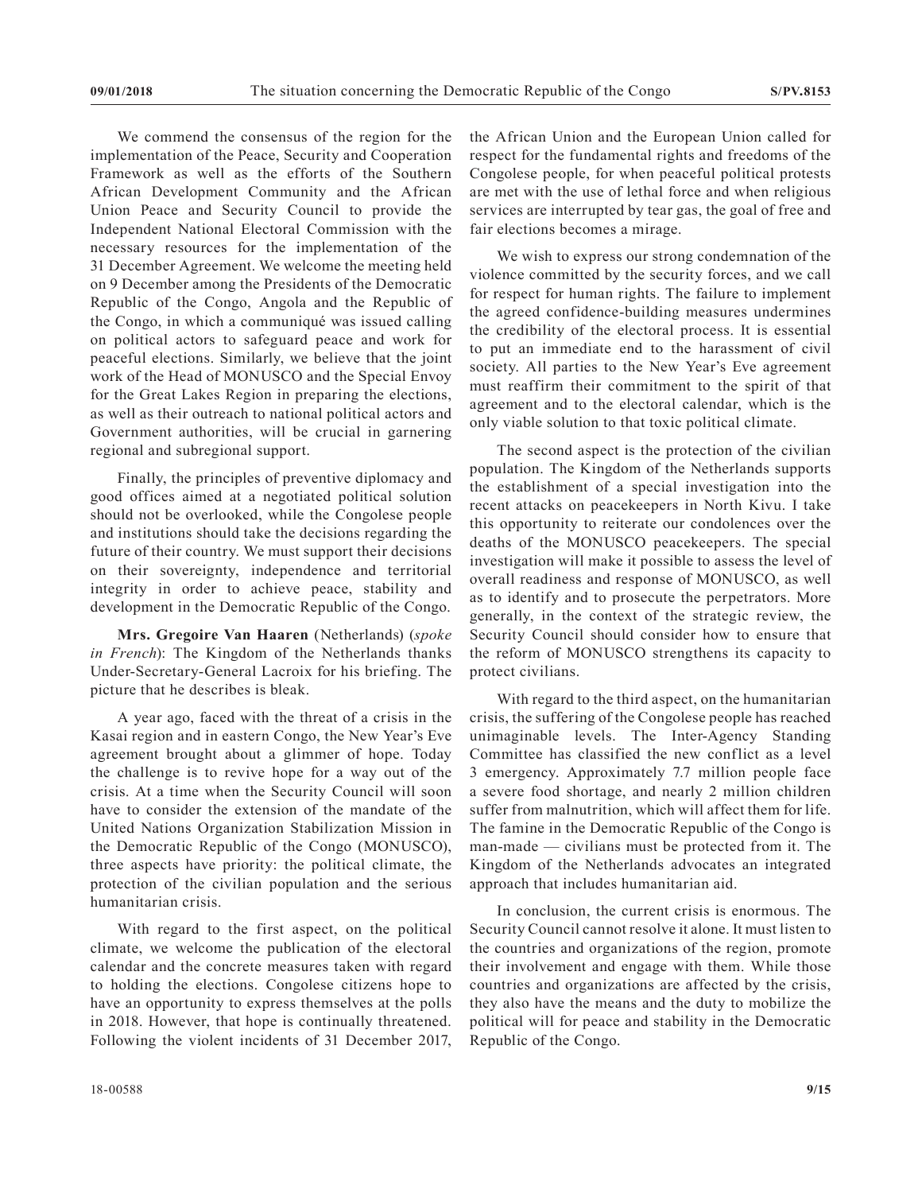We commend the consensus of the region for the implementation of the Peace, Security and Cooperation Framework as well as the efforts of the Southern African Development Community and the African Union Peace and Security Council to provide the Independent National Electoral Commission with the necessary resources for the implementation of the 31 December Agreement. We welcome the meeting held on 9 December among the Presidents of the Democratic Republic of the Congo, Angola and the Republic of the Congo, in which a communiqué was issued calling on political actors to safeguard peace and work for peaceful elections. Similarly, we believe that the joint work of the Head of MONUSCO and the Special Envoy for the Great Lakes Region in preparing the elections, as well as their outreach to national political actors and Government authorities, will be crucial in garnering regional and subregional support.

Finally, the principles of preventive diplomacy and good offices aimed at a negotiated political solution should not be overlooked, while the Congolese people and institutions should take the decisions regarding the future of their country. We must support their decisions on their sovereignty, independence and territorial integrity in order to achieve peace, stability and development in the Democratic Republic of the Congo.

**Mrs. Gregoire Van Haaren** (Netherlands) (*spoke in French*): The Kingdom of the Netherlands thanks Under-Secretary-General Lacroix for his briefing. The picture that he describes is bleak.

A year ago, faced with the threat of a crisis in the Kasai region and in eastern Congo, the New Year's Eve agreement brought about a glimmer of hope. Today the challenge is to revive hope for a way out of the crisis. At a time when the Security Council will soon have to consider the extension of the mandate of the United Nations Organization Stabilization Mission in the Democratic Republic of the Congo (MONUSCO), three aspects have priority: the political climate, the protection of the civilian population and the serious humanitarian crisis.

With regard to the first aspect, on the political climate, we welcome the publication of the electoral calendar and the concrete measures taken with regard to holding the elections. Congolese citizens hope to have an opportunity to express themselves at the polls in 2018. However, that hope is continually threatened. Following the violent incidents of 31 December 2017, the African Union and the European Union called for respect for the fundamental rights and freedoms of the Congolese people, for when peaceful political protests are met with the use of lethal force and when religious services are interrupted by tear gas, the goal of free and fair elections becomes a mirage.

We wish to express our strong condemnation of the violence committed by the security forces, and we call for respect for human rights. The failure to implement the agreed confidence-building measures undermines the credibility of the electoral process. It is essential to put an immediate end to the harassment of civil society. All parties to the New Year's Eve agreement must reaffirm their commitment to the spirit of that agreement and to the electoral calendar, which is the only viable solution to that toxic political climate.

The second aspect is the protection of the civilian population. The Kingdom of the Netherlands supports the establishment of a special investigation into the recent attacks on peacekeepers in North Kivu. I take this opportunity to reiterate our condolences over the deaths of the MONUSCO peacekeepers. The special investigation will make it possible to assess the level of overall readiness and response of MONUSCO, as well as to identify and to prosecute the perpetrators. More generally, in the context of the strategic review, the Security Council should consider how to ensure that the reform of MONUSCO strengthens its capacity to protect civilians.

With regard to the third aspect, on the humanitarian crisis, the suffering of the Congolese people has reached unimaginable levels. The Inter-Agency Standing Committee has classified the new conflict as a level 3 emergency. Approximately 7.7 million people face a severe food shortage, and nearly 2 million children suffer from malnutrition, which will affect them for life. The famine in the Democratic Republic of the Congo is man-made — civilians must be protected from it. The Kingdom of the Netherlands advocates an integrated approach that includes humanitarian aid.

In conclusion, the current crisis is enormous. The Security Council cannot resolve it alone. It must listen to the countries and organizations of the region, promote their involvement and engage with them. While those countries and organizations are affected by the crisis, they also have the means and the duty to mobilize the political will for peace and stability in the Democratic Republic of the Congo.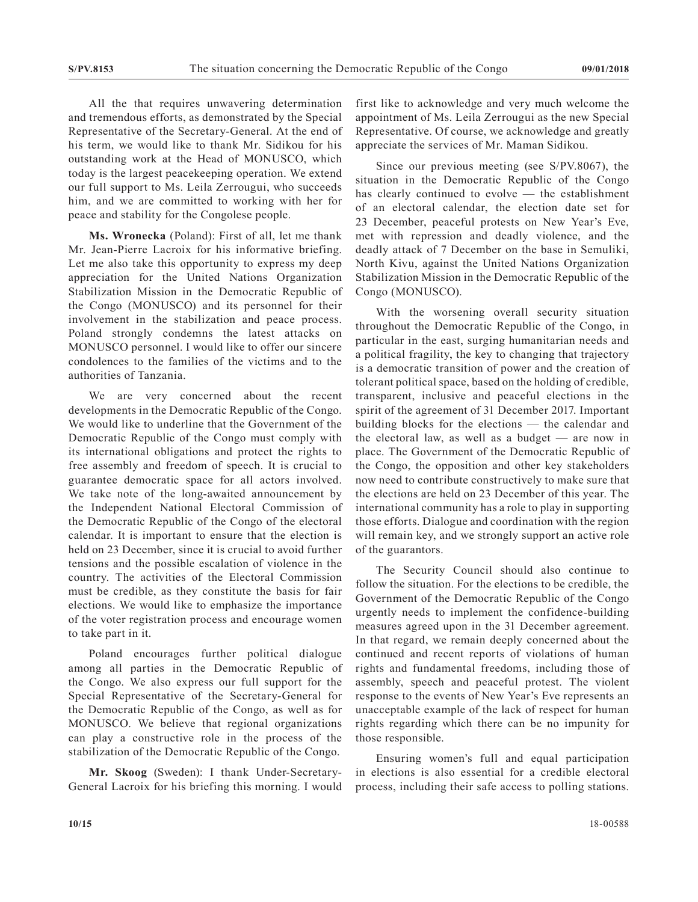All the that requires unwavering determination and tremendous efforts, as demonstrated by the Special Representative of the Secretary-General. At the end of his term, we would like to thank Mr. Sidikou for his outstanding work at the Head of MONUSCO, which today is the largest peacekeeping operation. We extend our full support to Ms. Leila Zerrougui, who succeeds him, and we are committed to working with her for peace and stability for the Congolese people.

**Ms. Wronecka** (Poland): First of all, let me thank Mr. Jean-Pierre Lacroix for his informative briefing. Let me also take this opportunity to express my deep appreciation for the United Nations Organization Stabilization Mission in the Democratic Republic of the Congo (MONUSCO) and its personnel for their involvement in the stabilization and peace process. Poland strongly condemns the latest attacks on MONUSCO personnel. I would like to offer our sincere condolences to the families of the victims and to the authorities of Tanzania.

We are very concerned about the recent developments in the Democratic Republic of the Congo. We would like to underline that the Government of the Democratic Republic of the Congo must comply with its international obligations and protect the rights to free assembly and freedom of speech. It is crucial to guarantee democratic space for all actors involved. We take note of the long-awaited announcement by the Independent National Electoral Commission of the Democratic Republic of the Congo of the electoral calendar. It is important to ensure that the election is held on 23 December, since it is crucial to avoid further tensions and the possible escalation of violence in the country. The activities of the Electoral Commission must be credible, as they constitute the basis for fair elections. We would like to emphasize the importance of the voter registration process and encourage women to take part in it.

Poland encourages further political dialogue among all parties in the Democratic Republic of the Congo. We also express our full support for the Special Representative of the Secretary-General for the Democratic Republic of the Congo, as well as for MONUSCO. We believe that regional organizations can play a constructive role in the process of the stabilization of the Democratic Republic of the Congo.

**Mr. Skoog** (Sweden): I thank Under-Secretary-General Lacroix for his briefing this morning. I would first like to acknowledge and very much welcome the appointment of Ms. Leila Zerrougui as the new Special Representative. Of course, we acknowledge and greatly appreciate the services of Mr. Maman Sidikou.

Since our previous meeting (see S/PV.8067), the situation in the Democratic Republic of the Congo has clearly continued to evolve — the establishment of an electoral calendar, the election date set for 23 December, peaceful protests on New Year's Eve, met with repression and deadly violence, and the deadly attack of 7 December on the base in Semuliki, North Kivu, against the United Nations Organization Stabilization Mission in the Democratic Republic of the Congo (MONUSCO).

With the worsening overall security situation throughout the Democratic Republic of the Congo, in particular in the east, surging humanitarian needs and a political fragility, the key to changing that trajectory is a democratic transition of power and the creation of tolerant political space, based on the holding of credible, transparent, inclusive and peaceful elections in the spirit of the agreement of 31 December 2017. Important building blocks for the elections — the calendar and the electoral law, as well as a budget — are now in place. The Government of the Democratic Republic of the Congo, the opposition and other key stakeholders now need to contribute constructively to make sure that the elections are held on 23 December of this year. The international community has a role to play in supporting those efforts. Dialogue and coordination with the region will remain key, and we strongly support an active role of the guarantors.

The Security Council should also continue to follow the situation. For the elections to be credible, the Government of the Democratic Republic of the Congo urgently needs to implement the confidence-building measures agreed upon in the 31 December agreement. In that regard, we remain deeply concerned about the continued and recent reports of violations of human rights and fundamental freedoms, including those of assembly, speech and peaceful protest. The violent response to the events of New Year's Eve represents an unacceptable example of the lack of respect for human rights regarding which there can be no impunity for those responsible.

Ensuring women's full and equal participation in elections is also essential for a credible electoral process, including their safe access to polling stations.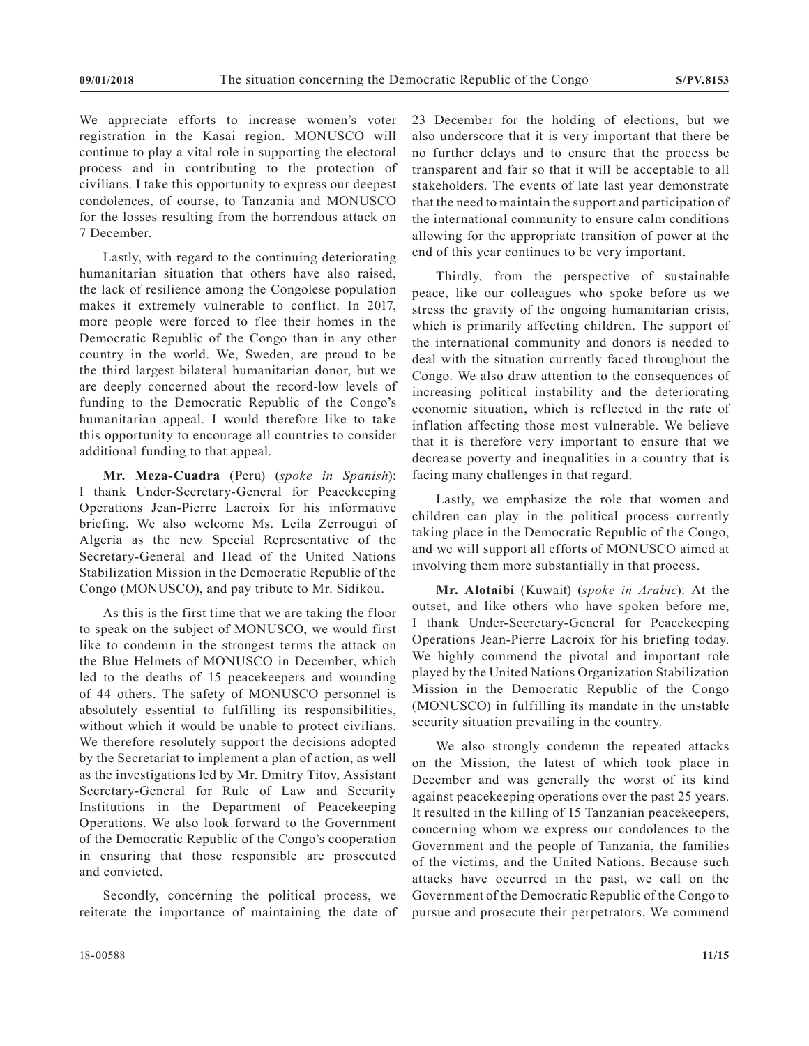We appreciate efforts to increase women's voter registration in the Kasai region. MONUSCO will continue to play a vital role in supporting the electoral process and in contributing to the protection of civilians. I take this opportunity to express our deepest condolences, of course, to Tanzania and MONUSCO for the losses resulting from the horrendous attack on 7 December.

Lastly, with regard to the continuing deteriorating humanitarian situation that others have also raised, the lack of resilience among the Congolese population makes it extremely vulnerable to conflict. In 2017, more people were forced to flee their homes in the Democratic Republic of the Congo than in any other country in the world. We, Sweden, are proud to be the third largest bilateral humanitarian donor, but we are deeply concerned about the record-low levels of funding to the Democratic Republic of the Congo's humanitarian appeal. I would therefore like to take this opportunity to encourage all countries to consider additional funding to that appeal.

**Mr. Meza-Cuadra** (Peru) (*spoke in Spanish*): I thank Under-Secretary-General for Peacekeeping Operations Jean-Pierre Lacroix for his informative briefing. We also welcome Ms. Leila Zerrougui of Algeria as the new Special Representative of the Secretary-General and Head of the United Nations Stabilization Mission in the Democratic Republic of the Congo (MONUSCO), and pay tribute to Mr. Sidikou.

As this is the first time that we are taking the floor to speak on the subject of MONUSCO, we would first like to condemn in the strongest terms the attack on the Blue Helmets of MONUSCO in December, which led to the deaths of 15 peacekeepers and wounding of 44 others. The safety of MONUSCO personnel is absolutely essential to fulfilling its responsibilities, without which it would be unable to protect civilians. We therefore resolutely support the decisions adopted by the Secretariat to implement a plan of action, as well as the investigations led by Mr. Dmitry Titov, Assistant Secretary-General for Rule of Law and Security Institutions in the Department of Peacekeeping Operations. We also look forward to the Government of the Democratic Republic of the Congo's cooperation in ensuring that those responsible are prosecuted and convicted.

Secondly, concerning the political process, we reiterate the importance of maintaining the date of 23 December for the holding of elections, but we also underscore that it is very important that there be no further delays and to ensure that the process be transparent and fair so that it will be acceptable to all stakeholders. The events of late last year demonstrate that the need to maintain the support and participation of the international community to ensure calm conditions allowing for the appropriate transition of power at the end of this year continues to be very important.

Thirdly, from the perspective of sustainable peace, like our colleagues who spoke before us we stress the gravity of the ongoing humanitarian crisis, which is primarily affecting children. The support of the international community and donors is needed to deal with the situation currently faced throughout the Congo. We also draw attention to the consequences of increasing political instability and the deteriorating economic situation, which is reflected in the rate of inflation affecting those most vulnerable. We believe that it is therefore very important to ensure that we decrease poverty and inequalities in a country that is facing many challenges in that regard.

Lastly, we emphasize the role that women and children can play in the political process currently taking place in the Democratic Republic of the Congo, and we will support all efforts of MONUSCO aimed at involving them more substantially in that process.

**Mr. Alotaibi** (Kuwait) (*spoke in Arabic*): At the outset, and like others who have spoken before me, I thank Under-Secretary-General for Peacekeeping Operations Jean-Pierre Lacroix for his briefing today. We highly commend the pivotal and important role played by the United Nations Organization Stabilization Mission in the Democratic Republic of the Congo (MONUSCO) in fulfilling its mandate in the unstable security situation prevailing in the country.

We also strongly condemn the repeated attacks on the Mission, the latest of which took place in December and was generally the worst of its kind against peacekeeping operations over the past 25 years. It resulted in the killing of 15 Tanzanian peacekeepers, concerning whom we express our condolences to the Government and the people of Tanzania, the families of the victims, and the United Nations. Because such attacks have occurred in the past, we call on the Government of the Democratic Republic of the Congo to pursue and prosecute their perpetrators. We commend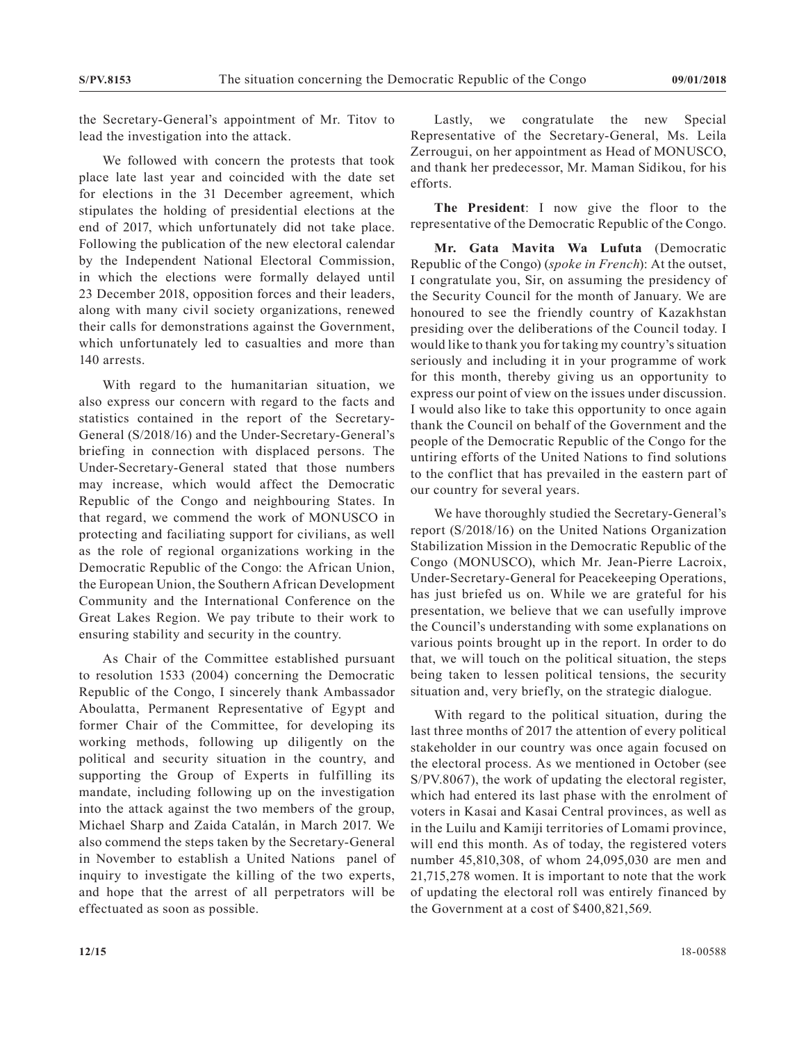the Secretary-General's appointment of Mr. Titov to lead the investigation into the attack.

We followed with concern the protests that took place late last year and coincided with the date set for elections in the 31 December agreement, which stipulates the holding of presidential elections at the end of 2017, which unfortunately did not take place. Following the publication of the new electoral calendar by the Independent National Electoral Commission, in which the elections were formally delayed until 23 December 2018, opposition forces and their leaders, along with many civil society organizations, renewed their calls for demonstrations against the Government, which unfortunately led to casualties and more than 140 arrests.

With regard to the humanitarian situation, we also express our concern with regard to the facts and statistics contained in the report of the Secretary-General (S/2018/16) and the Under-Secretary-General's briefing in connection with displaced persons. The Under-Secretary-General stated that those numbers may increase, which would affect the Democratic Republic of the Congo and neighbouring States. In that regard, we commend the work of MONUSCO in protecting and faciliating support for civilians, as well as the role of regional organizations working in the Democratic Republic of the Congo: the African Union, the European Union, the Southern African Development Community and the International Conference on the Great Lakes Region. We pay tribute to their work to ensuring stability and security in the country.

As Chair of the Committee established pursuant to resolution 1533 (2004) concerning the Democratic Republic of the Congo, I sincerely thank Ambassador Aboulatta, Permanent Representative of Egypt and former Chair of the Committee, for developing its working methods, following up diligently on the political and security situation in the country, and supporting the Group of Experts in fulfilling its mandate, including following up on the investigation into the attack against the two members of the group, Michael Sharp and Zaida Catalán, in March 2017. We also commend the steps taken by the Secretary-General in November to establish a United Nations panel of inquiry to investigate the killing of the two experts, and hope that the arrest of all perpetrators will be effectuated as soon as possible.

Lastly, we congratulate the new Special Representative of the Secretary-General, Ms. Leila Zerrougui, on her appointment as Head of MONUSCO, and thank her predecessor, Mr. Maman Sidikou, for his efforts.

**The President**: I now give the floor to the representative of the Democratic Republic of the Congo.

**Mr. Gata Mavita Wa Lufuta** (Democratic Republic of the Congo) (*spoke in French*): At the outset, I congratulate you, Sir, on assuming the presidency of the Security Council for the month of January. We are honoured to see the friendly country of Kazakhstan presiding over the deliberations of the Council today. I would like to thank you for taking my country's situation seriously and including it in your programme of work for this month, thereby giving us an opportunity to express our point of view on the issues under discussion. I would also like to take this opportunity to once again thank the Council on behalf of the Government and the people of the Democratic Republic of the Congo for the untiring efforts of the United Nations to find solutions to the conflict that has prevailed in the eastern part of our country for several years.

We have thoroughly studied the Secretary-General's report (S/2018/16) on the United Nations Organization Stabilization Mission in the Democratic Republic of the Congo (MONUSCO), which Mr. Jean-Pierre Lacroix, Under-Secretary-General for Peacekeeping Operations, has just briefed us on. While we are grateful for his presentation, we believe that we can usefully improve the Council's understanding with some explanations on various points brought up in the report. In order to do that, we will touch on the political situation, the steps being taken to lessen political tensions, the security situation and, very briefly, on the strategic dialogue.

With regard to the political situation, during the last three months of 2017 the attention of every political stakeholder in our country was once again focused on the electoral process. As we mentioned in October (see S/PV.8067), the work of updating the electoral register, which had entered its last phase with the enrolment of voters in Kasai and Kasai Central provinces, as well as in the Luilu and Kamiji territories of Lomami province, will end this month. As of today, the registered voters number 45,810,308, of whom 24,095,030 are men and 21,715,278 women. It is important to note that the work of updating the electoral roll was entirely financed by the Government at a cost of $400,821,569.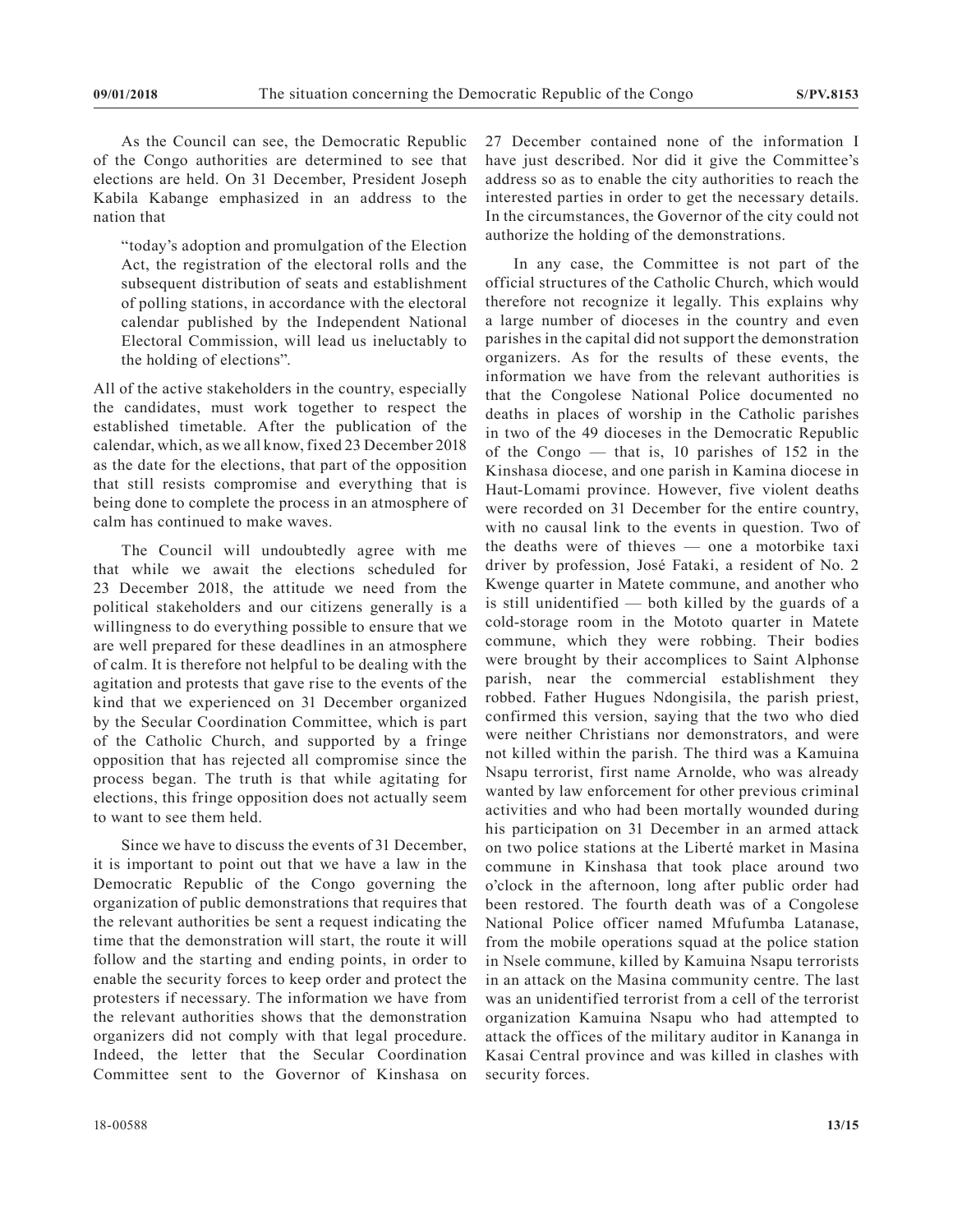As the Council can see, the Democratic Republic of the Congo authorities are determined to see that elections are held. On 31 December, President Joseph Kabila Kabange emphasized in an address to the nation that

> "today's adoption and promulgation of the Election Act, the registration of the electoral rolls and the subsequent distribution of seats and establishment of polling stations, in accordance with the electoral calendar published by the Independent National Electoral Commission, will lead us ineluctably to the holding of elections".

All of the active stakeholders in the country, especially the candidates, must work together to respect the established timetable. After the publication of the calendar, which, as we all know, fixed 23 December 2018 as the date for the elections, that part of the opposition that still resists compromise and everything that is being done to complete the process in an atmosphere of calm has continued to make waves.

The Council will undoubtedly agree with me that while we await the elections scheduled for 23 December 2018, the attitude we need from the political stakeholders and our citizens generally is a willingness to do everything possible to ensure that we are well prepared for these deadlines in an atmosphere of calm. It is therefore not helpful to be dealing with the agitation and protests that gave rise to the events of the kind that we experienced on 31 December organized by the Secular Coordination Committee, which is part of the Catholic Church, and supported by a fringe opposition that has rejected all compromise since the process began. The truth is that while agitating for elections, this fringe opposition does not actually seem to want to see them held.

Since we have to discuss the events of 31 December, it is important to point out that we have a law in the Democratic Republic of the Congo governing the organization of public demonstrations that requires that the relevant authorities be sent a request indicating the time that the demonstration will start, the route it will follow and the starting and ending points, in order to enable the security forces to keep order and protect the protesters if necessary. The information we have from the relevant authorities shows that the demonstration organizers did not comply with that legal procedure. Indeed, the letter that the Secular Coordination Committee sent to the Governor of Kinshasa on 27 December contained none of the information I have just described. Nor did it give the Committee's address so as to enable the city authorities to reach the interested parties in order to get the necessary details. In the circumstances, the Governor of the city could not authorize the holding of the demonstrations.

In any case, the Committee is not part of the official structures of the Catholic Church, which would therefore not recognize it legally. This explains why a large number of dioceses in the country and even parishes in the capital did not support the demonstration organizers. As for the results of these events, the information we have from the relevant authorities is that the Congolese National Police documented no deaths in places of worship in the Catholic parishes in two of the 49 dioceses in the Democratic Republic of the Congo — that is, 10 parishes of 152 in the Kinshasa diocese, and one parish in Kamina diocese in Haut-Lomami province. However, five violent deaths were recorded on 31 December for the entire country, with no causal link to the events in question. Two of the deaths were of thieves — one a motorbike taxi driver by profession, José Fataki, a resident of No. 2 Kwenge quarter in Matete commune, and another who is still unidentified — both killed by the guards of a cold-storage room in the Mototo quarter in Matete commune, which they were robbing. Their bodies were brought by their accomplices to Saint Alphonse parish, near the commercial establishment they robbed. Father Hugues Ndongisila, the parish priest, confirmed this version, saying that the two who died were neither Christians nor demonstrators, and were not killed within the parish. The third was a Kamuina Nsapu terrorist, first name Arnolde, who was already wanted by law enforcement for other previous criminal activities and who had been mortally wounded during his participation on 31 December in an armed attack on two police stations at the Liberté market in Masina commune in Kinshasa that took place around two o'clock in the afternoon, long after public order had been restored. The fourth death was of a Congolese National Police officer named Mfufumba Latanase, from the mobile operations squad at the police station in Nsele commune, killed by Kamuina Nsapu terrorists in an attack on the Masina community centre. The last was an unidentified terrorist from a cell of the terrorist organization Kamuina Nsapu who had attempted to attack the offices of the military auditor in Kananga in Kasai Central province and was killed in clashes with security forces.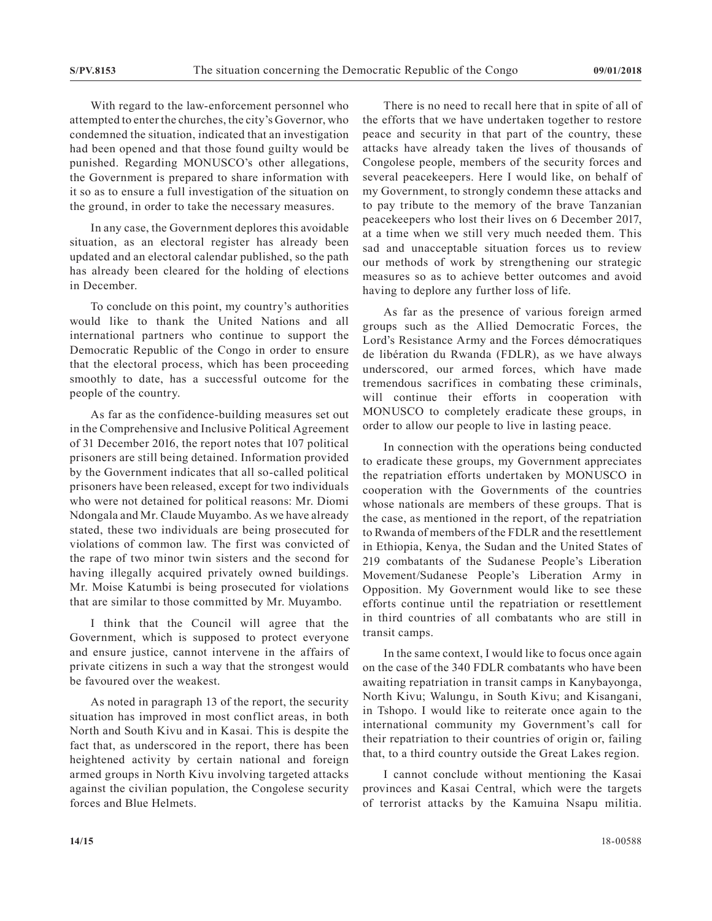With regard to the law-enforcement personnel who attempted to enter the churches, the city's Governor, who condemned the situation, indicated that an investigation had been opened and that those found guilty would be punished. Regarding MONUSCO's other allegations, the Government is prepared to share information with it so as to ensure a full investigation of the situation on the ground, in order to take the necessary measures.

In any case, the Government deplores this avoidable situation, as an electoral register has already been updated and an electoral calendar published, so the path has already been cleared for the holding of elections in December.

To conclude on this point, my country's authorities would like to thank the United Nations and all international partners who continue to support the Democratic Republic of the Congo in order to ensure that the electoral process, which has been proceeding smoothly to date, has a successful outcome for the people of the country.

As far as the confidence-building measures set out in the Comprehensive and Inclusive Political Agreement of 31 December 2016, the report notes that 107 political prisoners are still being detained. Information provided by the Government indicates that all so-called political prisoners have been released, except for two individuals who were not detained for political reasons: Mr. Diomi Ndongala and Mr. Claude Muyambo. As we have already stated, these two individuals are being prosecuted for violations of common law. The first was convicted of the rape of two minor twin sisters and the second for having illegally acquired privately owned buildings. Mr. Moise Katumbi is being prosecuted for violations that are similar to those committed by Mr. Muyambo.

I think that the Council will agree that the Government, which is supposed to protect everyone and ensure justice, cannot intervene in the affairs of private citizens in such a way that the strongest would be favoured over the weakest.

As noted in paragraph 13 of the report, the security situation has improved in most conflict areas, in both North and South Kivu and in Kasai. This is despite the fact that, as underscored in the report, there has been heightened activity by certain national and foreign armed groups in North Kivu involving targeted attacks against the civilian population, the Congolese security forces and Blue Helmets.

There is no need to recall here that in spite of all of the efforts that we have undertaken together to restore peace and security in that part of the country, these attacks have already taken the lives of thousands of Congolese people, members of the security forces and several peacekeepers. Here I would like, on behalf of my Government, to strongly condemn these attacks and to pay tribute to the memory of the brave Tanzanian peacekeepers who lost their lives on 6 December 2017, at a time when we still very much needed them. This sad and unacceptable situation forces us to review our methods of work by strengthening our strategic measures so as to achieve better outcomes and avoid having to deplore any further loss of life.

As far as the presence of various foreign armed groups such as the Allied Democratic Forces, the Lord's Resistance Army and the Forces démocratiques de libération du Rwanda (FDLR), as we have always underscored, our armed forces, which have made tremendous sacrifices in combating these criminals, will continue their efforts in cooperation with MONUSCO to completely eradicate these groups, in order to allow our people to live in lasting peace.

In connection with the operations being conducted to eradicate these groups, my Government appreciates the repatriation efforts undertaken by MONUSCO in cooperation with the Governments of the countries whose nationals are members of these groups. That is the case, as mentioned in the report, of the repatriation to Rwanda of members of the FDLR and the resettlement in Ethiopia, Kenya, the Sudan and the United States of 219 combatants of the Sudanese People's Liberation Movement/Sudanese People's Liberation Army in Opposition. My Government would like to see these efforts continue until the repatriation or resettlement in third countries of all combatants who are still in transit camps.

In the same context, I would like to focus once again on the case of the 340 FDLR combatants who have been awaiting repatriation in transit camps in Kanybayonga, North Kivu; Walungu, in South Kivu; and Kisangani, in Tshopo. I would like to reiterate once again to the international community my Government's call for their repatriation to their countries of origin or, failing that, to a third country outside the Great Lakes region.

I cannot conclude without mentioning the Kasai provinces and Kasai Central, which were the targets of terrorist attacks by the Kamuina Nsapu militia.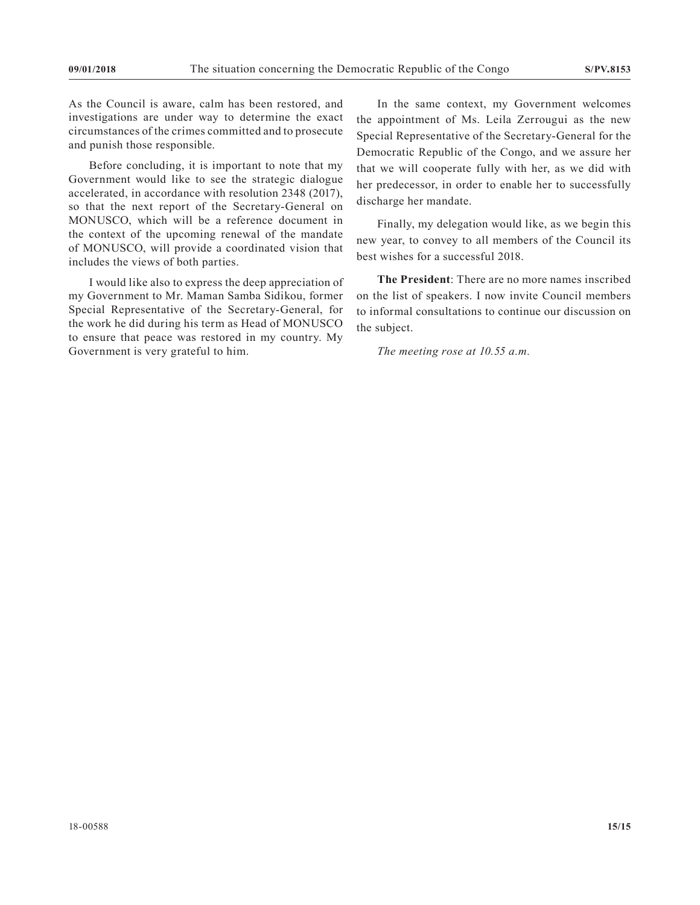As the Council is aware, calm has been restored, and investigations are under way to determine the exact circumstances of the crimes committed and to prosecute and punish those responsible.

Before concluding, it is important to note that my Government would like to see the strategic dialogue accelerated, in accordance with resolution 2348 (2017), so that the next report of the Secretary-General on MONUSCO, which will be a reference document in the context of the upcoming renewal of the mandate of MONUSCO, will provide a coordinated vision that includes the views of both parties.

I would like also to express the deep appreciation of my Government to Mr. Maman Samba Sidikou, former Special Representative of the Secretary-General, for the work he did during his term as Head of MONUSCO to ensure that peace was restored in my country. My Government is very grateful to him.

In the same context, my Government welcomes the appointment of Ms. Leila Zerrougui as the new Special Representative of the Secretary-General for the Democratic Republic of the Congo, and we assure her that we will cooperate fully with her, as we did with her predecessor, in order to enable her to successfully discharge her mandate.

Finally, my delegation would like, as we begin this new year, to convey to all members of the Council its best wishes for a successful 2018.

**The President**: There are no more names inscribed on the list of speakers. I now invite Council members to informal consultations to continue our discussion on the subject.

*The meeting rose at 10.55 a.m.*